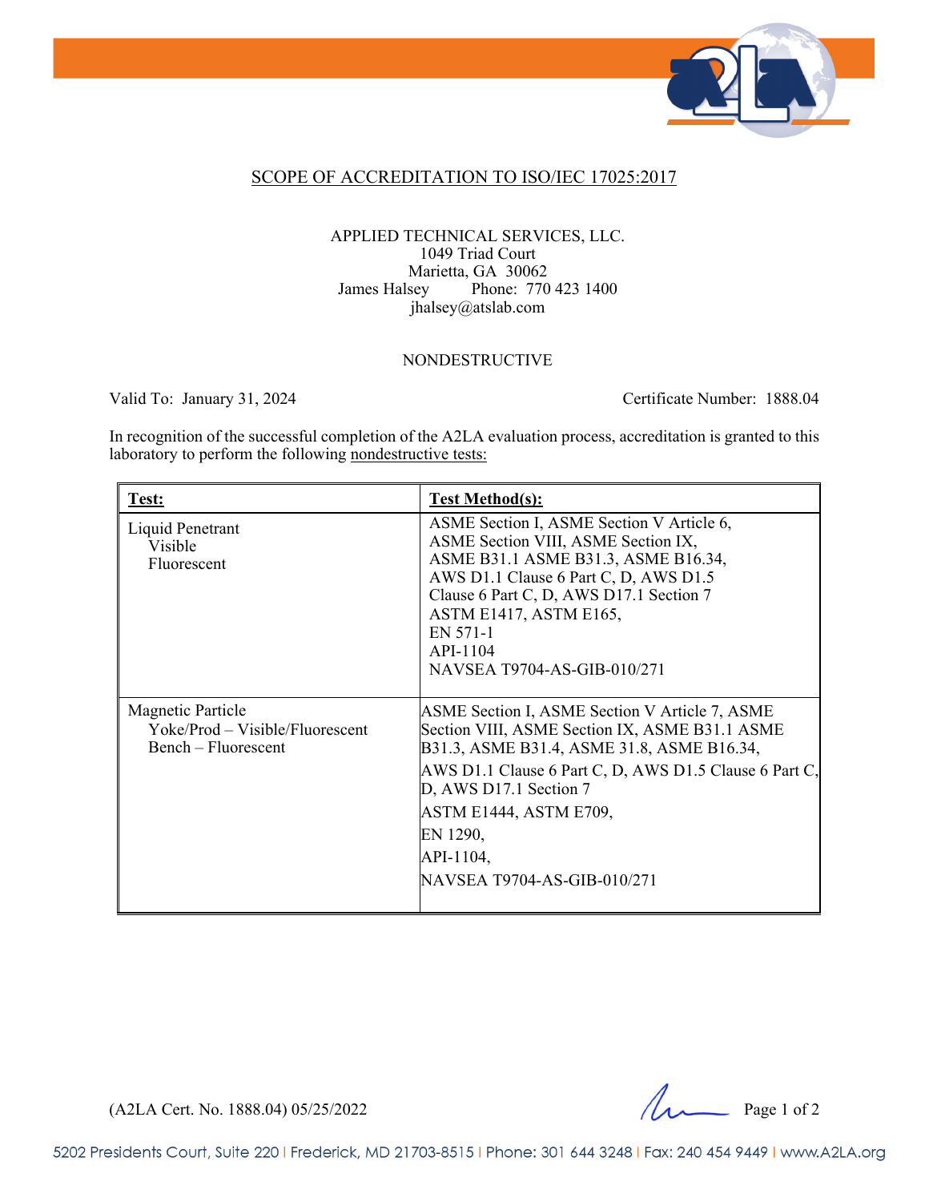## SCOPE OF ACCREDITATION TO ISO/IEC 17025:2017

APPLIED TECHNICAL SERVICES, LLC.
1049 Triad Court
Marietta, GA 30062
James Halsey Phone: 770 423 1400
jhalsey@atslab.com

NONDESTRUCTIVE

Valid To: January 31, 2024

Certificate Number: 1888.04

In recognition of the successful completion of the A2LA evaluation process, accreditation is granted to this laboratory to perform the following nondestructive tests:

| Test: | Test Method(s): |
| --- | --- |
| Liquid Penetrant<br>Visible<br>Fluorescent | ASME Section I, ASME Section V Article 6, ASME Section VIII, ASME Section IX, ASME B31.1 ASME B31.3, ASME B16.34, AWS D1.1 Clause 6 Part C, D, AWS D1.5 Clause 6 Part C, D, AWS D17.1 Section 7<br>ASTM E1417, ASTM E165,<br>EN 571-1<br>API-1104<br>NAVSEA T9704-AS-GIB-010/271 |
| Magnetic Particle<br>Yoke/Prod – Visible/Fluorescent<br>Bench – Fluorescent | ASME Section I, ASME Section V Article 7, ASME Section VIII, ASME Section IX, ASME B31.1 ASME B31.3, ASME B31.4, ASME 31.8, ASME B16.34,<br>AWS D1.1 Clause 6 Part C, D, AWS D1.5 Clause 6 Part C, D, AWS D17.1 Section 7<br>ASTM E1444, ASTM E709,<br>EN 1290,<br>API-1104,<br>NAVSEA T9704-AS-GIB-010/271 |

(A2LA Cert. No. 1888.04) 05/25/2022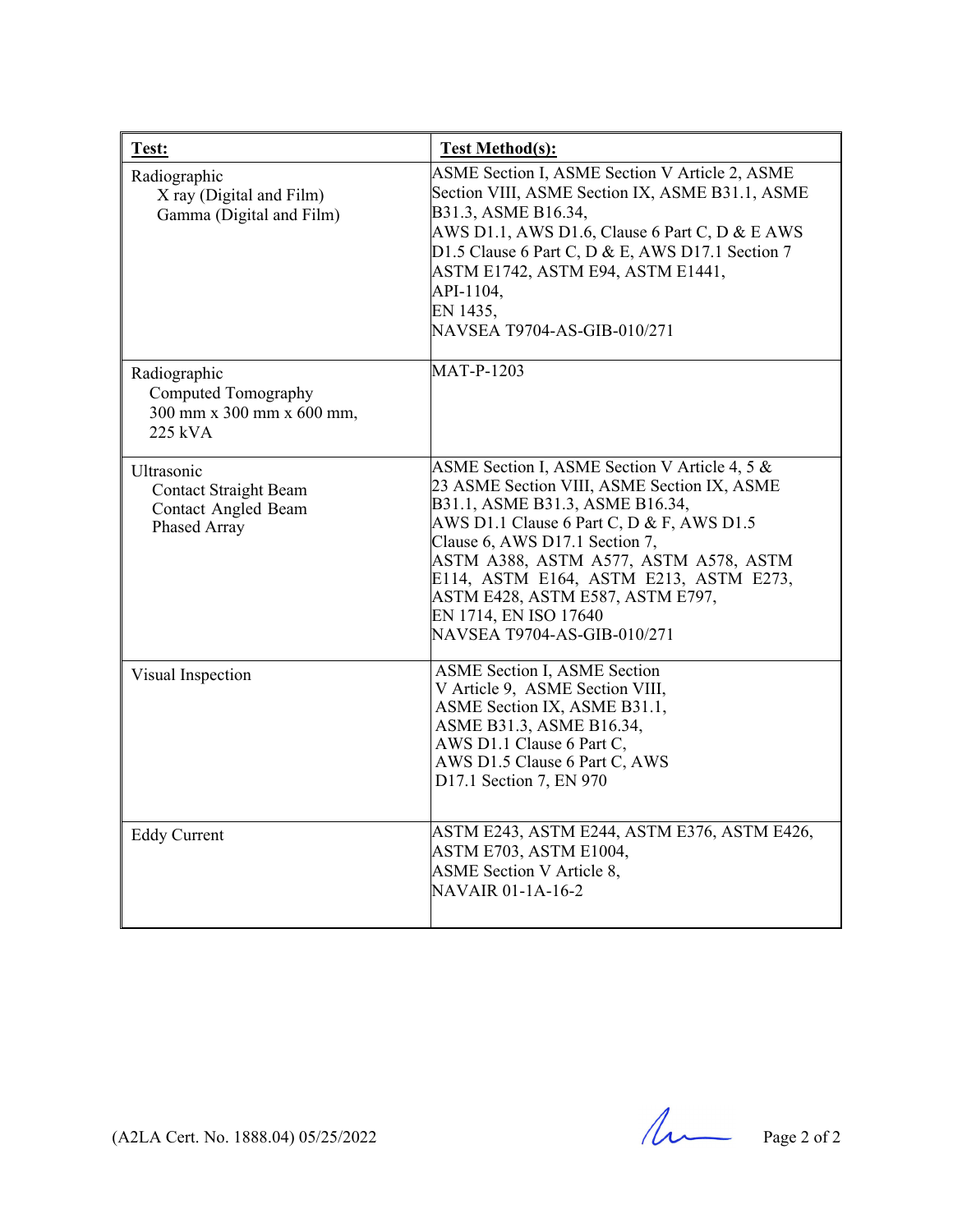| **Test:** | **Test Method(s):** |
|---|---|
| Radiographic<br>X ray (Digital and Film)<br>Gamma (Digital and Film) | ASME Section I, ASME Section V Article 2, ASME Section VIII, ASME Section IX, ASME B31.1, ASME B31.3, ASME B16.34,<br>AWS D1.1, AWS D1.6, Clause 6 Part C, D & E AWS D1.5 Clause 6 Part C, D & E, AWS D17.1 Section 7<br>ASTM E1742, ASTM E94, ASTM E1441,<br>API-1104,<br>EN 1435,<br>NAVSEA T9704-AS-GIB-010/271 |
| Radiographic<br>Computed Tomography<br>300 mm x 300 mm x 600 mm,<br>225 kVA | MAT-P-1203 |
| Ultrasonic<br>Contact Straight Beam<br>Contact Angled Beam<br>Phased Array | ASME Section I, ASME Section V Article 4, 5 & 23 ASME Section VIII, ASME Section IX, ASME B31.1, ASME B31.3, ASME B16.34,<br>AWS D1.1 Clause 6 Part C, D & F, AWS D1.5 Clause 6, AWS D17.1 Section 7,<br>ASTM A388, ASTM A577, ASTM A578, ASTM E114, ASTM E164, ASTM E213, ASTM E273, ASTM E428, ASTM E587, ASTM E797,<br>EN 1714, EN ISO 17640<br>NAVSEA T9704-AS-GIB-010/271 |
| Visual Inspection | ASME Section I, ASME Section V Article 9, ASME Section VIII, ASME Section IX, ASME B31.1, ASME B31.3, ASME B16.34, AWS D1.1 Clause 6 Part C, AWS D1.5 Clause 6 Part C, AWS D17.1 Section 7, EN 970 |
| Eddy Current | ASTM E243, ASTM E244, ASTM E376, ASTM E426, ASTM E703, ASTM E1004,<br>ASME Section V Article 8,<br>NAVAIR 01-1A-16-2 |

(A2LA Cert. No. 1888.04) 05/25/2022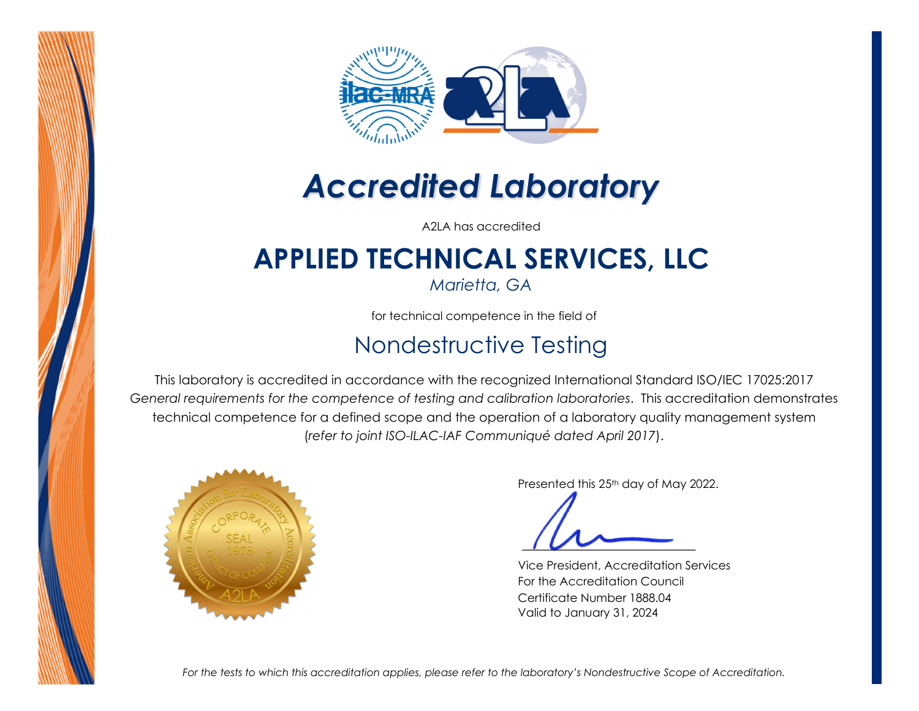# Accredited Laboratory

A2LA has accredited

## APPLIED TECHNICAL SERVICES, LLC

*Marietta, GA*

for technical competence in the field of

## Nondestructive Testing

This laboratory is accredited in accordance with the recognized International Standard ISO/IEC 17025:2017 *General requirements for the competence of testing and calibration laboratories*. This accreditation demonstrates technical competence for a defined scope and the operation of a laboratory quality management system (*refer to joint ISO-ILAC-IAF Communiqué dated April 2017*).

Presented this 25th day of May 2022.

Vice President, Accreditation Services
For the Accreditation Council
Certificate Number 1888.04
Valid to January 31, 2024

*For the tests to which this accreditation applies, please refer to the laboratory's Nondestructive Scope of Accreditation.*